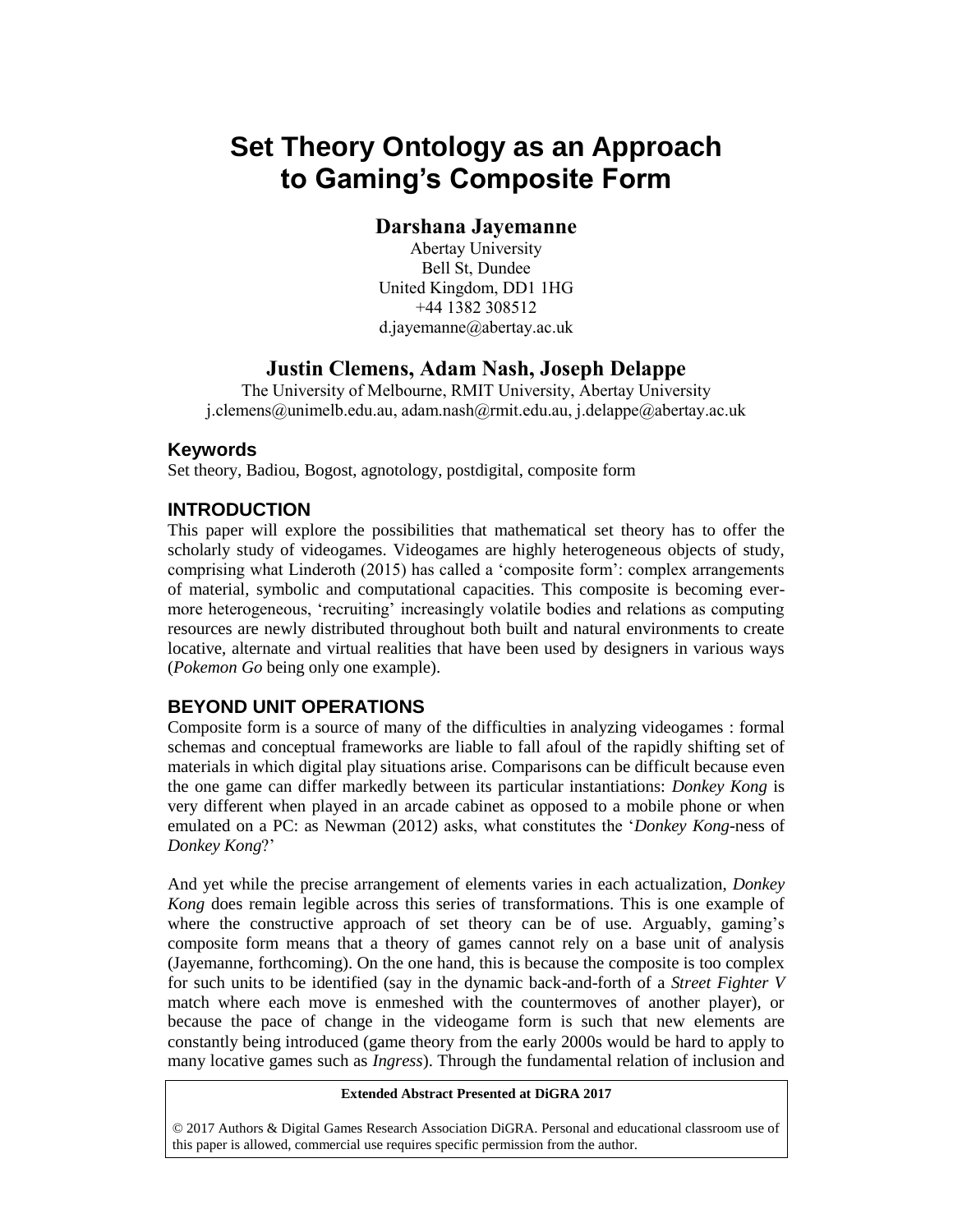# Set Theory Ontology as an Approach to Gaming's Composite Form

## Darshana Jayemanne

Abertay University
Bell St, Dundee
United Kingdom, DD1 1HG
+44 1382 308512
d.jayemanne@abertay.ac.uk

## Justin Clemens, Adam Nash, Joseph Delappe

The University of Melbourne, RMIT University, Abertay University
j.clemens@unimelb.edu.au, adam.nash@rmit.edu.au, j.delappe@abertay.ac.uk

### Keywords

Set theory, Badiou, Bogost, agnotology, postdigital, composite form

### INTRODUCTION

This paper will explore the possibilities that mathematical set theory has to offer the scholarly study of videogames. Videogames are highly heterogeneous objects of study, comprising what Linderoth (2015) has called a 'composite form': complex arrangements of material, symbolic and computational capacities. This composite is becoming ever-more heterogeneous, 'recruiting' increasingly volatile bodies and relations as computing resources are newly distributed throughout both built and natural environments to create locative, alternate and virtual realities that have been used by designers in various ways (*Pokemon Go* being only one example).

### BEYOND UNIT OPERATIONS

Composite form is a source of many of the difficulties in analyzing videogames : formal schemas and conceptual frameworks are liable to fall afoul of the rapidly shifting set of materials in which digital play situations arise. Comparisons can be difficult because even the one game can differ markedly between its particular instantiations: *Donkey Kong* is very different when played in an arcade cabinet as opposed to a mobile phone or when emulated on a PC: as Newman (2012) asks, what constitutes the '*Donkey Kong*-ness of *Donkey Kong*?'

And yet while the precise arrangement of elements varies in each actualization, *Donkey Kong* does remain legible across this series of transformations. This is one example of where the constructive approach of set theory can be of use. Arguably, gaming's composite form means that a theory of games cannot rely on a base unit of analysis (Jayemanne, forthcoming). On the one hand, this is because the composite is too complex for such units to be identified (say in the dynamic back-and-forth of a *Street Fighter V* match where each move is enmeshed with the countermoves of another player), or because the pace of change in the videogame form is such that new elements are constantly being introduced (game theory from the early 2000s would be hard to apply to many locative games such as *Ingress*). Through the fundamental relation of inclusion and

**Extended Abstract Presented at DiGRA 2017**

© 2017 Authors & Digital Games Research Association DiGRA. Personal and educational classroom use of this paper is allowed, commercial use requires specific permission from the author.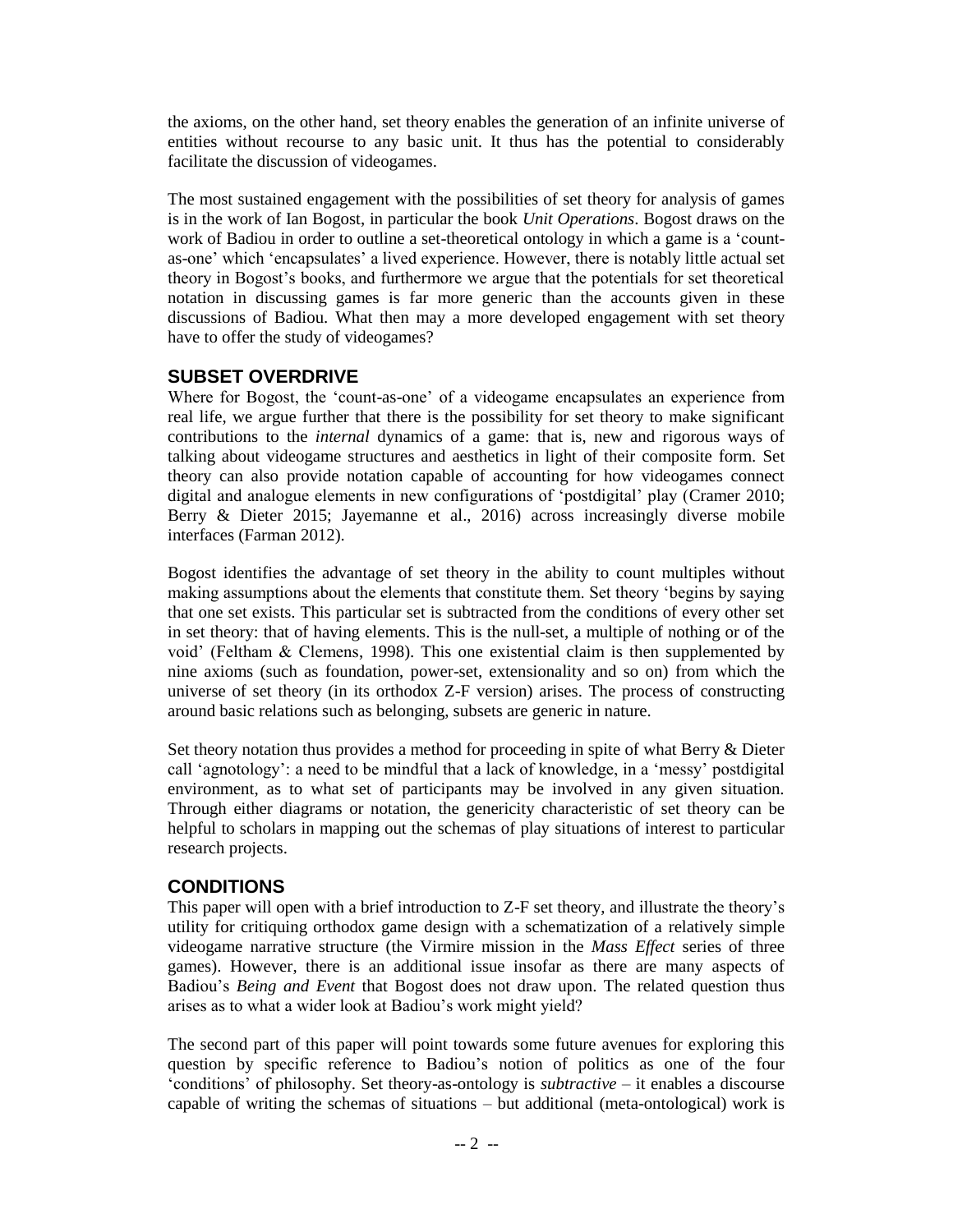the axioms, on the other hand, set theory enables the generation of an infinite universe of entities without recourse to any basic unit. It thus has the potential to considerably facilitate the discussion of videogames.

The most sustained engagement with the possibilities of set theory for analysis of games is in the work of Ian Bogost, in particular the book *Unit Operations*. Bogost draws on the work of Badiou in order to outline a set-theoretical ontology in which a game is a 'count-as-one' which 'encapsulates' a lived experience. However, there is notably little actual set theory in Bogost's books, and furthermore we argue that the potentials for set theoretical notation in discussing games is far more generic than the accounts given in these discussions of Badiou. What then may a more developed engagement with set theory have to offer the study of videogames?

## SUBSET OVERDRIVE

Where for Bogost, the 'count-as-one' of a videogame encapsulates an experience from real life, we argue further that there is the possibility for set theory to make significant contributions to the *internal* dynamics of a game: that is, new and rigorous ways of talking about videogame structures and aesthetics in light of their composite form. Set theory can also provide notation capable of accounting for how videogames connect digital and analogue elements in new configurations of 'postdigital' play (Cramer 2010; Berry & Dieter 2015; Jayemanne et al., 2016) across increasingly diverse mobile interfaces (Farman 2012).

Bogost identifies the advantage of set theory in the ability to count multiples without making assumptions about the elements that constitute them. Set theory 'begins by saying that one set exists. This particular set is subtracted from the conditions of every other set in set theory: that of having elements. This is the null-set, a multiple of nothing or of the void' (Feltham & Clemens, 1998). This one existential claim is then supplemented by nine axioms (such as foundation, power-set, extensionality and so on) from which the universe of set theory (in its orthodox Z-F version) arises. The process of constructing around basic relations such as belonging, subsets are generic in nature.

Set theory notation thus provides a method for proceeding in spite of what Berry & Dieter call 'agnotology': a need to be mindful that a lack of knowledge, in a 'messy' postdigital environment, as to what set of participants may be involved in any given situation. Through either diagrams or notation, the genericity characteristic of set theory can be helpful to scholars in mapping out the schemas of play situations of interest to particular research projects.

## CONDITIONS

This paper will open with a brief introduction to Z-F set theory, and illustrate the theory's utility for critiquing orthodox game design with a schematization of a relatively simple videogame narrative structure (the Virmire mission in the *Mass Effect* series of three games). However, there is an additional issue insofar as there are many aspects of Badiou's *Being and Event* that Bogost does not draw upon. The related question thus arises as to what a wider look at Badiou's work might yield?

The second part of this paper will point towards some future avenues for exploring this question by specific reference to Badiou's notion of politics as one of the four 'conditions' of philosophy. Set theory-as-ontology is *subtractive* – it enables a discourse capable of writing the schemas of situations – but additional (meta-ontological) work is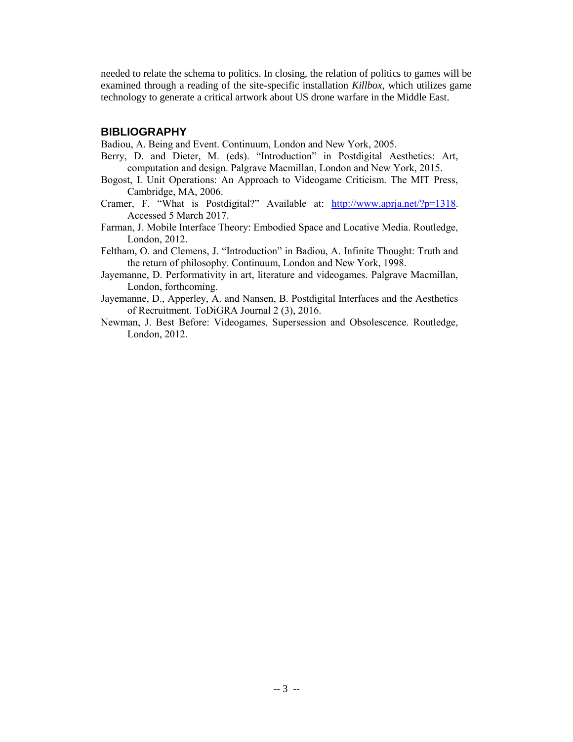needed to relate the schema to politics. In closing, the relation of politics to games will be examined through a reading of the site-specific installation *Killbox*, which utilizes game technology to generate a critical artwork about US drone warfare in the Middle East.

## BIBLIOGRAPHY

Badiou, A. Being and Event. Continuum, London and New York, 2005.

Berry, D. and Dieter, M. (eds). "Introduction" in Postdigital Aesthetics: Art, computation and design. Palgrave Macmillan, London and New York, 2015.

Bogost, I. Unit Operations: An Approach to Videogame Criticism. The MIT Press, Cambridge, MA, 2006.

Cramer, F. "What is Postdigital?" Available at: http://www.aprja.net/?p=1318. Accessed 5 March 2017.

Farman, J. Mobile Interface Theory: Embodied Space and Locative Media. Routledge, London, 2012.

Feltham, O. and Clemens, J. "Introduction" in Badiou, A. Infinite Thought: Truth and the return of philosophy. Continuum, London and New York, 1998.

Jayemanne, D. Performativity in art, literature and videogames. Palgrave Macmillan, London, forthcoming.

Jayemanne, D., Apperley, A. and Nansen, B. Postdigital Interfaces and the Aesthetics of Recruitment. ToDiGRA Journal 2 (3), 2016.

Newman, J. Best Before: Videogames, Supersession and Obsolescence. Routledge, London, 2012.